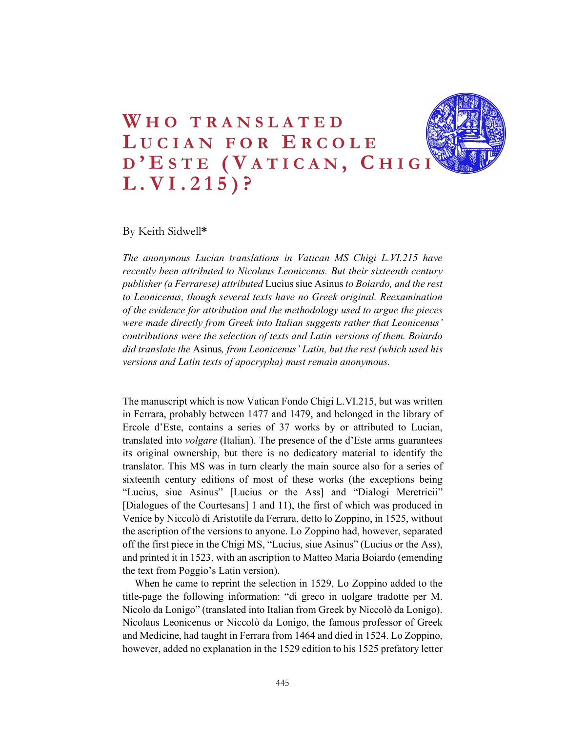# Who translated Lucian for Ercole d'Este (Vatican, Chigi L.VI.215)?

By Keith Sidwell*

*The anonymous Lucian translations in Vatican MS Chigi L.VI.215 have recently been attributed to Nicolaus Leonicenus. But their sixteenth century publisher (a Ferrarese) attributed* Lucius siue Asinus *to Boiardo, and the rest to Leonicenus, though several texts have no Greek original. Reexamination of the evidence for attribution and the methodology used to argue the pieces were made directly from Greek into Italian suggests rather that Leonicenus' contributions were the selection of texts and Latin versions of them. Boiardo did translate the* Asinus*, from Leonicenus' Latin, but the rest (which used his versions and Latin texts of apocrypha) must remain anonymous.*

The manuscript which is now Vatican Fondo Chigi L.VI.215, but was written in Ferrara, probably between 1477 and 1479, and belonged in the library of Ercole d'Este, contains a series of 37 works by or attributed to Lucian, translated into *volgare* (Italian). The presence of the d'Este arms guarantees its original ownership, but there is no dedicatory material to identify the translator. This MS was in turn clearly the main source also for a series of sixteenth century editions of most of these works (the exceptions being "Lucius, siue Asinus" [Lucius or the Ass] and "Dialogi Meretricii" [Dialogues of the Courtesans] 1 and 11), the first of which was produced in Venice by Niccolò di Aristotile da Ferrara, detto lo Zoppino, in 1525, without the ascription of the versions to anyone. Lo Zoppino had, however, separated off the first piece in the Chigi MS, "Lucius, siue Asinus" (Lucius or the Ass), and printed it in 1523, with an ascription to Matteo Maria Boiardo (emending the text from Poggio's Latin version).

When he came to reprint the selection in 1529, Lo Zoppino added to the title-page the following information: "di greco in uolgare tradotte per M. Nicolo da Lonigo" (translated into Italian from Greek by Niccolò da Lonigo). Nicolaus Leonicenus or Niccolò da Lonigo, the famous professor of Greek and Medicine, had taught in Ferrara from 1464 and died in 1524. Lo Zoppino, however, added no explanation in the 1529 edition to his 1525 prefatory letter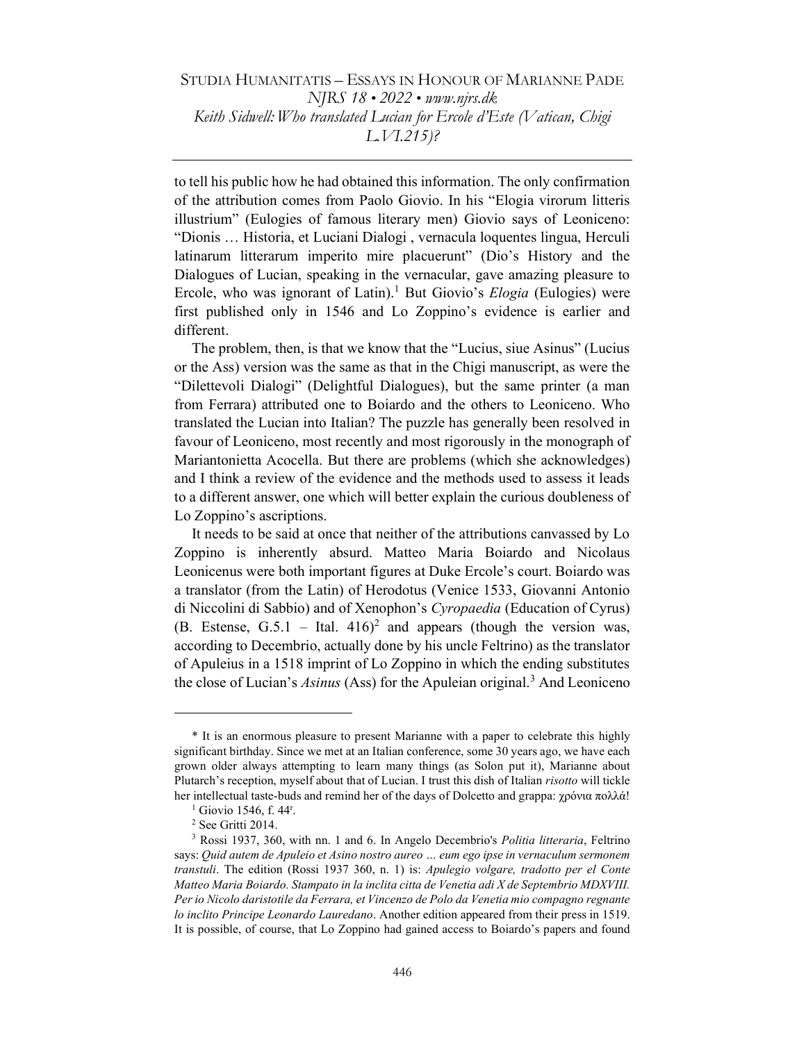to tell his public how he had obtained this information. The only confirmation of the attribution comes from Paolo Giovio. In his "Elogia virorum litteris illustrium" (Eulogies of famous literary men) Giovio says of Leoniceno: "Dionis … Historia, et Luciani Dialogi , vernacula loquentes lingua, Herculi latinarum litterarum imperito mire placuerunt" (Dio's History and the Dialogues of Lucian, speaking in the vernacular, gave amazing pleasure to Ercole, who was ignorant of Latin).[1] But Giovio's *Elogia* (Eulogies) were first published only in 1546 and Lo Zoppino's evidence is earlier and different.

The problem, then, is that we know that the "Lucius, siue Asinus" (Lucius or the Ass) version was the same as that in the Chigi manuscript, as were the "Dilettevoli Dialogi" (Delightful Dialogues), but the same printer (a man from Ferrara) attributed one to Boiardo and the others to Leoniceno. Who translated the Lucian into Italian? The puzzle has generally been resolved in favour of Leoniceno, most recently and most rigorously in the monograph of Mariantonietta Acocella. But there are problems (which she acknowledges) and I think a review of the evidence and the methods used to assess it leads to a different answer, one which will better explain the curious doubleness of Lo Zoppino's ascriptions.

It needs to be said at once that neither of the attributions canvassed by Lo Zoppino is inherently absurd. Matteo Maria Boiardo and Nicolaus Leonicenus were both important figures at Duke Ercole's court. Boiardo was a translator (from the Latin) of Herodotus (Venice 1533, Giovanni Antonio di Niccolini di Sabbio) and of Xenophon's *Cyropaedia* (Education of Cyrus) (B. Estense, G.5.1 – Ital. 416)[2] and appears (though the version was, according to Decembrio, actually done by his uncle Feltrino) as the translator of Apuleius in a 1518 imprint of Lo Zoppino in which the ending substitutes the close of Lucian's *Asinus* (Ass) for the Apuleian original.[3] And Leoniceno

---

\* It is an enormous pleasure to present Marianne with a paper to celebrate this highly significant birthday. Since we met at an Italian conference, some 30 years ago, we have each grown older always attempting to learn many things (as Solon put it), Marianne about Plutarch's reception, myself about that of Lucian. I trust this dish of Italian *risotto* will tickle her intellectual taste-buds and remind her of the days of Dolcetto and grappa: χρόνια πολλά!

[1] Giovio 1546, f. 44r.

[2] See Gritti 2014.

[3] Rossi 1937, 360, with nn. 1 and 6. In Angelo Decembrio's *Politia litteraria*, Feltrino says: *Quid autem de Apuleio et Asino nostro aureo … eum ego ipse in vernaculum sermonem transtuli*. The edition (Rossi 1937 360, n. 1) is: *Apulegio volgare, tradotto per el Conte Matteo Maria Boiardo. Stampato in la inclita citta de Venetia adi X de Septembrio MDXVIII. Per io Nicolo daristotile da Ferrara, et Vincenzo de Polo da Venetia mio compagno regnante lo inclito Principe Leonardo Lauredano*. Another edition appeared from their press in 1519. It is possible, of course, that Lo Zoppino had gained access to Boiardo's papers and found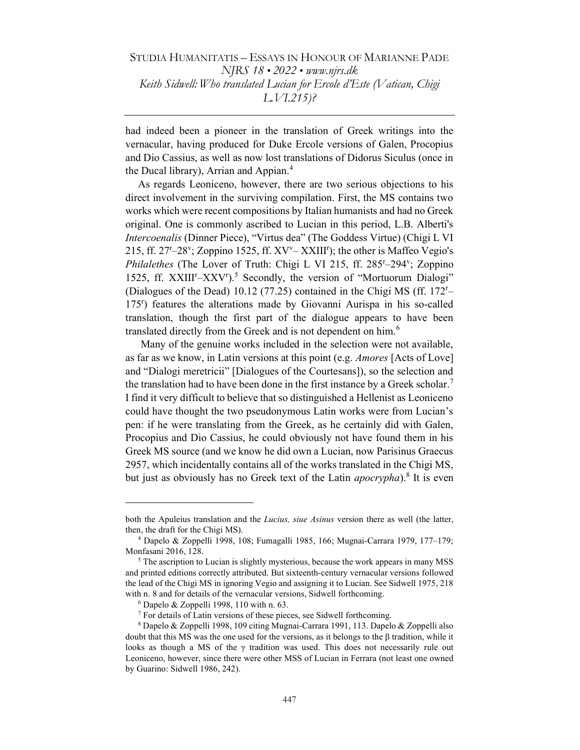had indeed been a pioneer in the translation of Greek writings into the vernacular, having produced for Duke Ercole versions of Galen, Procopius and Dio Cassius, as well as now lost translations of Didorus Siculus (once in the Ducal library), Arrian and Appian.[4]

As regards Leoniceno, however, there are two serious objections to his direct involvement in the surviving compilation. First, the MS contains two works which were recent compositions by Italian humanists and had no Greek original. One is commonly ascribed to Lucian in this period, L.B. Alberti's *Intercoenalis* (Dinner Piece), "Virtus dea" (The Goddess Virtue) (Chigi L VI 215, ff. 27ʳ–28ᵛ; Zoppino 1525, ff. XVᵛ– XXIIIʳ); the other is Maffeo Vegio's *Philalethes* (The Lover of Truth: Chigi L VI 215, ff. 285ʳ–294ᵛ; Zoppino 1525, ff. XXIIIʳ–XXVʳ).[5] Secondly, the version of "Mortuorum Dialogi" (Dialogues of the Dead) 10.12 (77.25) contained in the Chigi MS (ff. 172ʳ–175ʳ) features the alterations made by Giovanni Aurispa in his so-called translation, though the first part of the dialogue appears to have been translated directly from the Greek and is not dependent on him.[6]

Many of the genuine works included in the selection were not available, as far as we know, in Latin versions at this point (e.g. *Amores* [Acts of Love] and "Dialogi meretricii" [Dialogues of the Courtesans]), so the selection and the translation had to have been done in the first instance by a Greek scholar.[7] I find it very difficult to believe that so distinguished a Hellenist as Leoniceno could have thought the two pseudonymous Latin works were from Lucian's pen: if he were translating from the Greek, as he certainly did with Galen, Procopius and Dio Cassius, he could obviously not have found them in his Greek MS source (and we know he did own a Lucian, now Parisinus Graecus 2957, which incidentally contains all of the works translated in the Chigi MS, but just as obviously has no Greek text of the Latin *apocrypha*).[8] It is even

---

both the Apuleius translation and the *Lucius, siue Asinus* version there as well (the latter, then, the draft for the Chigi MS).

[4] Dapelo & Zoppelli 1998, 108; Fumagalli 1985, 166; Mugnai-Carrara 1979, 177–179; Monfasani 2016, 128.

[5] The ascription to Lucian is slightly mysterious, because the work appears in many MSS and printed editions correctly attributed. But sixteenth-century vernacular versions followed the lead of the Chigi MS in ignoring Vegio and assigning it to Lucian. See Sidwell 1975, 218 with n. 8 and for details of the vernacular versions, Sidwell forthcoming.

[6] Dapelo & Zoppelli 1998, 110 with n. 63.

[7] For details of Latin versions of these pieces, see Sidwell forthcoming.

[8] Dapelo & Zoppelli 1998, 109 citing Mugnai-Carrara 1991, 113. Dapelo & Zoppelli also doubt that this MS was the one used for the versions, as it belongs to the β tradition, while it looks as though a MS of the γ tradition was used. This does not necessarily rule out Leoniceno, however, since there were other MSS of Lucian in Ferrara (not least one owned by Guarino: Sidwell 1986, 242).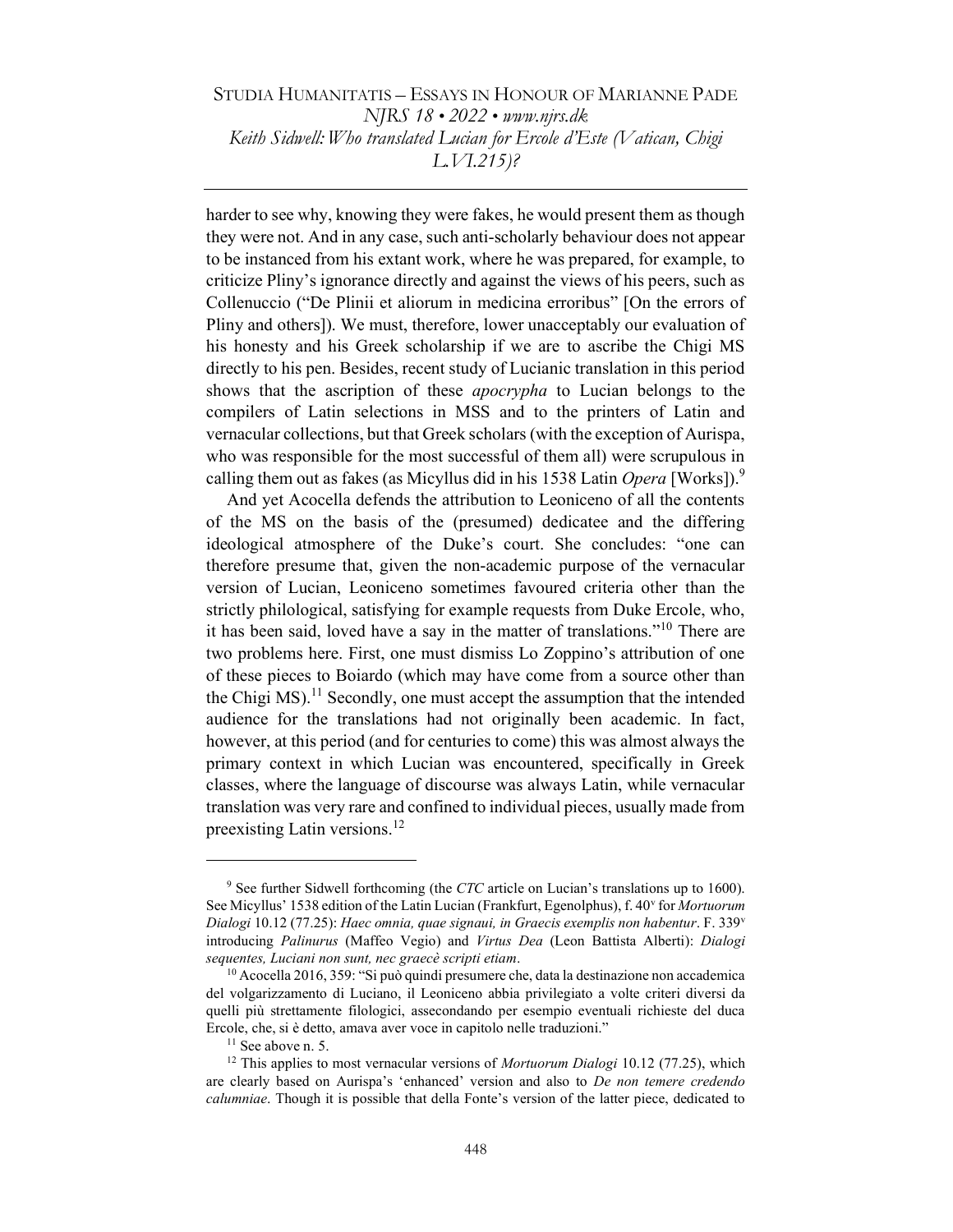harder to see why, knowing they were fakes, he would present them as though they were not. And in any case, such anti-scholarly behaviour does not appear to be instanced from his extant work, where he was prepared, for example, to criticize Pliny's ignorance directly and against the views of his peers, such as Collenuccio ("De Plinii et aliorum in medicina erroribus" [On the errors of Pliny and others]). We must, therefore, lower unacceptably our evaluation of his honesty and his Greek scholarship if we are to ascribe the Chigi MS directly to his pen. Besides, recent study of Lucianic translation in this period shows that the ascription of these *apocrypha* to Lucian belongs to the compilers of Latin selections in MSS and to the printers of Latin and vernacular collections, but that Greek scholars (with the exception of Aurispa, who was responsible for the most successful of them all) were scrupulous in calling them out as fakes (as Micyllus did in his 1538 Latin *Opera* [Works]).[9]

And yet Acocella defends the attribution to Leoniceno of all the contents of the MS on the basis of the (presumed) dedicatee and the differing ideological atmosphere of the Duke's court. She concludes: "one can therefore presume that, given the non-academic purpose of the vernacular version of Lucian, Leoniceno sometimes favoured criteria other than the strictly philological, satisfying for example requests from Duke Ercole, who, it has been said, loved have a say in the matter of translations."[10] There are two problems here. First, one must dismiss Lo Zoppino's attribution of one of these pieces to Boiardo (which may have come from a source other than the Chigi MS).[11] Secondly, one must accept the assumption that the intended audience for the translations had not originally been academic. In fact, however, at this period (and for centuries to come) this was almost always the primary context in which Lucian was encountered, specifically in Greek classes, where the language of discourse was always Latin, while vernacular translation was very rare and confined to individual pieces, usually made from preexisting Latin versions.[12]

---

[9] See further Sidwell forthcoming (the *CTC* article on Lucian's translations up to 1600). See Micyllus' 1538 edition of the Latin Lucian (Frankfurt, Egenolphus), f. 40v for *Mortuorum Dialogi* 10.12 (77.25): *Haec omnia, quae signaui, in Graecis exemplis non habentur*. F. 339v introducing *Palinurus* (Maffeo Vegio) and *Virtus Dea* (Leon Battista Alberti): *Dialogi sequentes, Luciani non sunt, nec graecè scripti etiam*.

[10] Acocella 2016, 359: "Si può quindi presumere che, data la destinazione non accademica del volgarizzamento di Luciano, il Leoniceno abbia privilegiato a volte criteri diversi da quelli più strettamente filologici, assecondando per esempio eventuali richieste del duca Ercole, che, si è detto, amava aver voce in capitolo nelle traduzioni."

[11] See above n. 5.

[12] This applies to most vernacular versions of *Mortuorum Dialogi* 10.12 (77.25), which are clearly based on Aurispa's 'enhanced' version and also to *De non temere credendo calumniae*. Though it is possible that della Fonte's version of the latter piece, dedicated to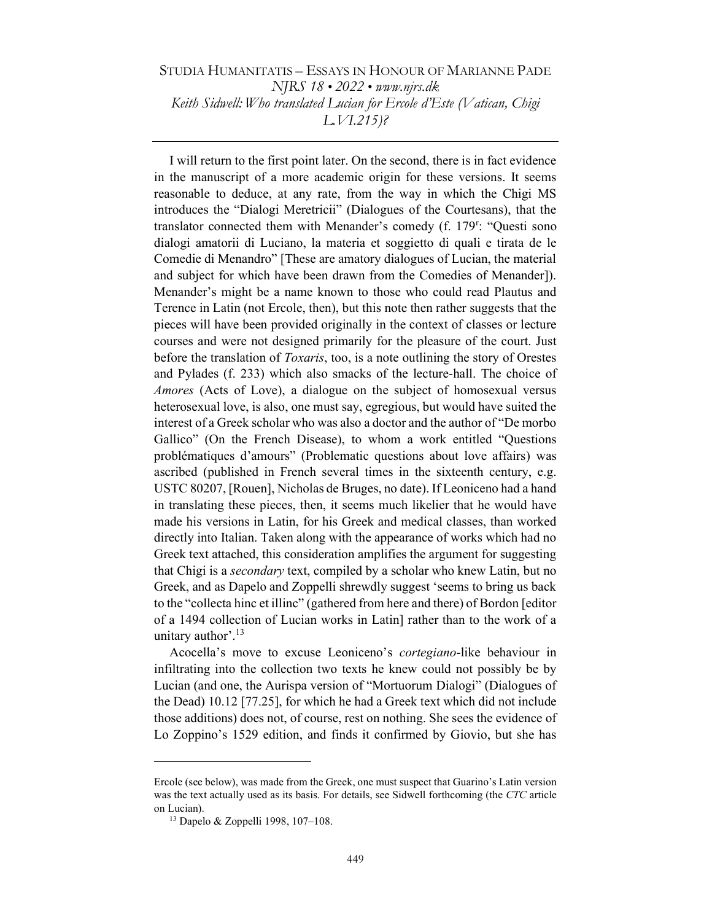I will return to the first point later. On the second, there is in fact evidence in the manuscript of a more academic origin for these versions. It seems reasonable to deduce, at any rate, from the way in which the Chigi MS introduces the "Dialogi Meretricii" (Dialogues of the Courtesans), that the translator connected them with Menander's comedy (f. 179r: "Questi sono dialogi amatorii di Luciano, la materia et soggietto di quali e tirata de le Comedie di Menandro" [These are amatory dialogues of Lucian, the material and subject for which have been drawn from the Comedies of Menander]). Menander's might be a name known to those who could read Plautus and Terence in Latin (not Ercole, then), but this note then rather suggests that the pieces will have been provided originally in the context of classes or lecture courses and were not designed primarily for the pleasure of the court. Just before the translation of *Toxaris*, too, is a note outlining the story of Orestes and Pylades (f. 233) which also smacks of the lecture-hall. The choice of *Amores* (Acts of Love), a dialogue on the subject of homosexual versus heterosexual love, is also, one must say, egregious, but would have suited the interest of a Greek scholar who was also a doctor and the author of "De morbo Gallico" (On the French Disease), to whom a work entitled "Questions problématiques d'amours" (Problematic questions about love affairs) was ascribed (published in French several times in the sixteenth century, e.g. USTC 80207, [Rouen], Nicholas de Bruges, no date). If Leoniceno had a hand in translating these pieces, then, it seems much likelier that he would have made his versions in Latin, for his Greek and medical classes, than worked directly into Italian. Taken along with the appearance of works which had no Greek text attached, this consideration amplifies the argument for suggesting that Chigi is a *secondary* text, compiled by a scholar who knew Latin, but no Greek, and as Dapelo and Zoppelli shrewdly suggest 'seems to bring us back to the "collecta hinc et illinc" (gathered from here and there) of Bordon [editor of a 1494 collection of Lucian works in Latin] rather than to the work of a unitary author'.[13]

Acocella's move to excuse Leoniceno's *cortegiano*-like behaviour in infiltrating into the collection two texts he knew could not possibly be by Lucian (and one, the Aurispa version of "Mortuorum Dialogi" (Dialogues of the Dead) 10.12 [77.25], for which he had a Greek text which did not include those additions) does not, of course, rest on nothing. She sees the evidence of Lo Zoppino's 1529 edition, and finds it confirmed by Giovio, but she has

---

Ercole (see below), was made from the Greek, one must suspect that Guarino's Latin version was the text actually used as its basis. For details, see Sidwell forthcoming (the *CTC* article on Lucian).

[13] Dapelo & Zoppelli 1998, 107–108.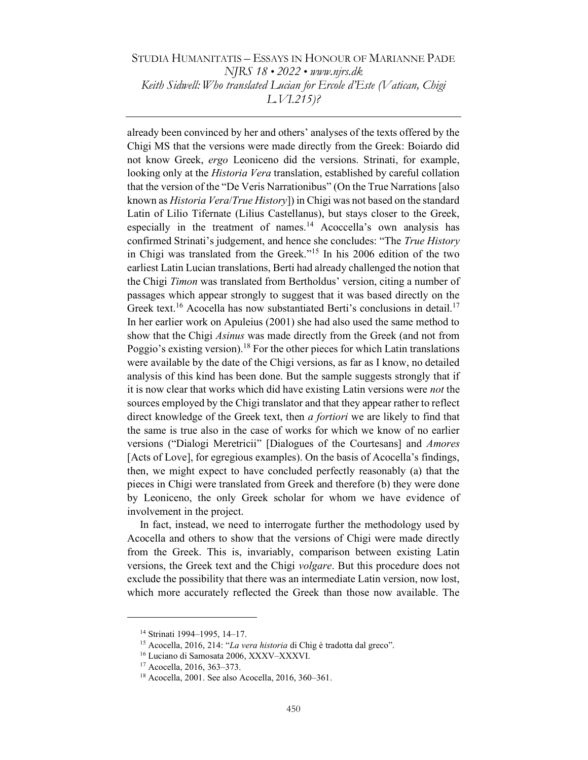already been convinced by her and others' analyses of the texts offered by the Chigi MS that the versions were made directly from the Greek: Boiardo did not know Greek, *ergo* Leoniceno did the versions. Strinati, for example, looking only at the *Historia Vera* translation, established by careful collation that the version of the "De Veris Narrationibus" (On the True Narrations [also known as *Historia Vera*/*True History*]) in Chigi was not based on the standard Latin of Lilio Tifernate (Lilius Castellanus), but stays closer to the Greek, especially in the treatment of names.[14] Acoccella's own analysis has confirmed Strinati's judgement, and hence she concludes: "The *True History* in Chigi was translated from the Greek."[15] In his 2006 edition of the two earliest Latin Lucian translations, Berti had already challenged the notion that the Chigi *Timon* was translated from Bertholdus' version, citing a number of passages which appear strongly to suggest that it was based directly on the Greek text.[16] Acocella has now substantiated Berti's conclusions in detail.[17] In her earlier work on Apuleius (2001) she had also used the same method to show that the Chigi *Asinus* was made directly from the Greek (and not from Poggio's existing version).[18] For the other pieces for which Latin translations were available by the date of the Chigi versions, as far as I know, no detailed analysis of this kind has been done. But the sample suggests strongly that if it is now clear that works which did have existing Latin versions were *not* the sources employed by the Chigi translator and that they appear rather to reflect direct knowledge of the Greek text, then *a fortiori* we are likely to find that the same is true also in the case of works for which we know of no earlier versions ("Dialogi Meretricii" [Dialogues of the Courtesans] and *Amores* [Acts of Love], for egregious examples). On the basis of Acocella's findings, then, we might expect to have concluded perfectly reasonably (a) that the pieces in Chigi were translated from Greek and therefore (b) they were done by Leoniceno, the only Greek scholar for whom we have evidence of involvement in the project.

In fact, instead, we need to interrogate further the methodology used by Acocella and others to show that the versions of Chigi were made directly from the Greek. This is, invariably, comparison between existing Latin versions, the Greek text and the Chigi *volgare*. But this procedure does not exclude the possibility that there was an intermediate Latin version, now lost, which more accurately reflected the Greek than those now available. The

---

[14] Strinati 1994–1995, 14–17.

[15] Acocella, 2016, 214: "*La vera historia* di Chig è tradotta dal greco".

[16] Luciano di Samosata 2006, XXXV–XXXVI.

[17] Acocella, 2016, 363–373.

[18] Acocella, 2001. See also Acocella, 2016, 360–361.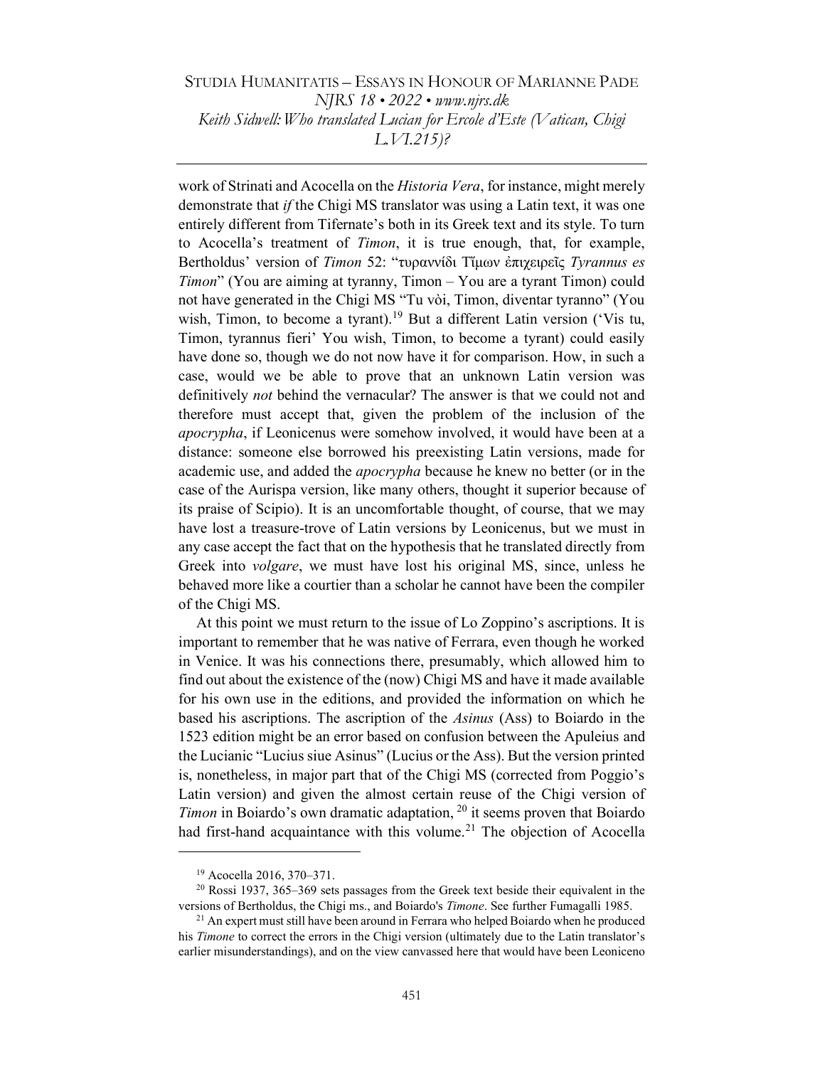work of Strinati and Acocella on the *Historia Vera*, for instance, might merely demonstrate that *if* the Chigi MS translator was using a Latin text, it was one entirely different from Tifernate's both in its Greek text and its style. To turn to Acocella's treatment of *Timon*, it is true enough, that, for example, Bertholdus' version of *Timon* 52: "τυραννίδι Τῖμων ἐπιχειρεῖς *Tyrannus es Timon*" (You are aiming at tyranny, Timon – You are a tyrant Timon) could not have generated in the Chigi MS "Tu vòi, Timon, diventar tyranno" (You wish, Timon, to become a tyrant).[19] But a different Latin version ('Vis tu, Timon, tyrannus fieri' You wish, Timon, to become a tyrant) could easily have done so, though we do not now have it for comparison. How, in such a case, would we be able to prove that an unknown Latin version was definitively *not* behind the vernacular? The answer is that we could not and therefore must accept that, given the problem of the inclusion of the *apocrypha*, if Leonicenus were somehow involved, it would have been at a distance: someone else borrowed his preexisting Latin versions, made for academic use, and added the *apocrypha* because he knew no better (or in the case of the Aurispa version, like many others, thought it superior because of its praise of Scipio). It is an uncomfortable thought, of course, that we may have lost a treasure-trove of Latin versions by Leonicenus, but we must in any case accept the fact that on the hypothesis that he translated directly from Greek into *volgare*, we must have lost his original MS, since, unless he behaved more like a courtier than a scholar he cannot have been the compiler of the Chigi MS.

At this point we must return to the issue of Lo Zoppino's ascriptions. It is important to remember that he was native of Ferrara, even though he worked in Venice. It was his connections there, presumably, which allowed him to find out about the existence of the (now) Chigi MS and have it made available for his own use in the editions, and provided the information on which he based his ascriptions. The ascription of the *Asinus* (Ass) to Boiardo in the 1523 edition might be an error based on confusion between the Apuleius and the Lucianic "Lucius siue Asinus" (Lucius or the Ass). But the version printed is, nonetheless, in major part that of the Chigi MS (corrected from Poggio's Latin version) and given the almost certain reuse of the Chigi version of *Timon* in Boiardo's own dramatic adaptation,[20] it seems proven that Boiardo had first-hand acquaintance with this volume.[21] The objection of Acocella

---

[19] Acocella 2016, 370–371.

[20] Rossi 1937, 365–369 sets passages from the Greek text beside their equivalent in the versions of Bertholdus, the Chigi ms., and Boiardo's *Timone*. See further Fumagalli 1985.

[21] An expert must still have been around in Ferrara who helped Boiardo when he produced his *Timone* to correct the errors in the Chigi version (ultimately due to the Latin translator's earlier misunderstandings), and on the view canvassed here that would have been Leoniceno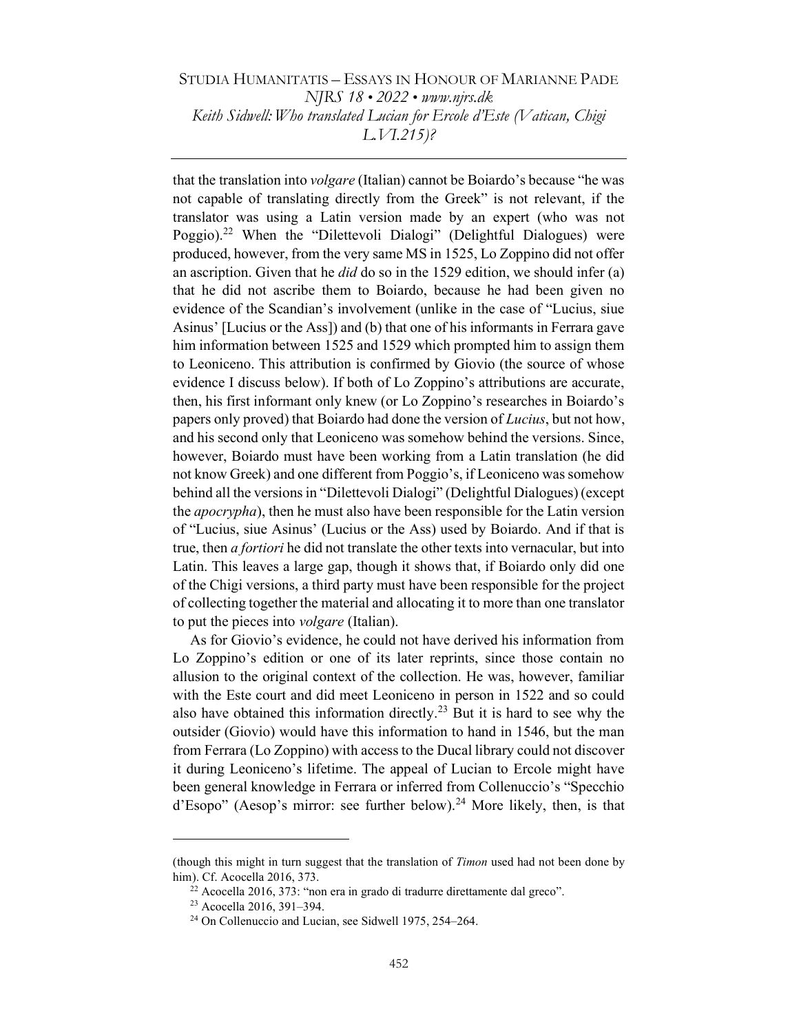that the translation into *volgare* (Italian) cannot be Boiardo's because "he was not capable of translating directly from the Greek" is not relevant, if the translator was using a Latin version made by an expert (who was not Poggio).[22] When the "Dilettevoli Dialogi" (Delightful Dialogues) were produced, however, from the very same MS in 1525, Lo Zoppino did not offer an ascription. Given that he *did* do so in the 1529 edition, we should infer (a) that he did not ascribe them to Boiardo, because he had been given no evidence of the Scandian's involvement (unlike in the case of "Lucius, siue Asinus' [Lucius or the Ass]) and (b) that one of his informants in Ferrara gave him information between 1525 and 1529 which prompted him to assign them to Leoniceno. This attribution is confirmed by Giovio (the source of whose evidence I discuss below). If both of Lo Zoppino's attributions are accurate, then, his first informant only knew (or Lo Zoppino's researches in Boiardo's papers only proved) that Boiardo had done the version of *Lucius*, but not how, and his second only that Leoniceno was somehow behind the versions. Since, however, Boiardo must have been working from a Latin translation (he did not know Greek) and one different from Poggio's, if Leoniceno was somehow behind all the versions in "Dilettevoli Dialogi" (Delightful Dialogues) (except the *apocrypha*), then he must also have been responsible for the Latin version of "Lucius, siue Asinus' (Lucius or the Ass) used by Boiardo. And if that is true, then *a fortiori* he did not translate the other texts into vernacular, but into Latin. This leaves a large gap, though it shows that, if Boiardo only did one of the Chigi versions, a third party must have been responsible for the project of collecting together the material and allocating it to more than one translator to put the pieces into *volgare* (Italian).

As for Giovio's evidence, he could not have derived his information from Lo Zoppino's edition or one of its later reprints, since those contain no allusion to the original context of the collection. He was, however, familiar with the Este court and did meet Leoniceno in person in 1522 and so could also have obtained this information directly.[23] But it is hard to see why the outsider (Giovio) would have this information to hand in 1546, but the man from Ferrara (Lo Zoppino) with access to the Ducal library could not discover it during Leoniceno's lifetime. The appeal of Lucian to Ercole might have been general knowledge in Ferrara or inferred from Collenuccio's "Specchio d'Esopo" (Aesop's mirror: see further below).[24] More likely, then, is that

---

(though this might in turn suggest that the translation of *Timon* used had not been done by him). Cf. Acocella 2016, 373.

[22] Acocella 2016, 373: "non era in grado di tradurre direttamente dal greco".

[23] Acocella 2016, 391–394.

[24] On Collenuccio and Lucian, see Sidwell 1975, 254–264.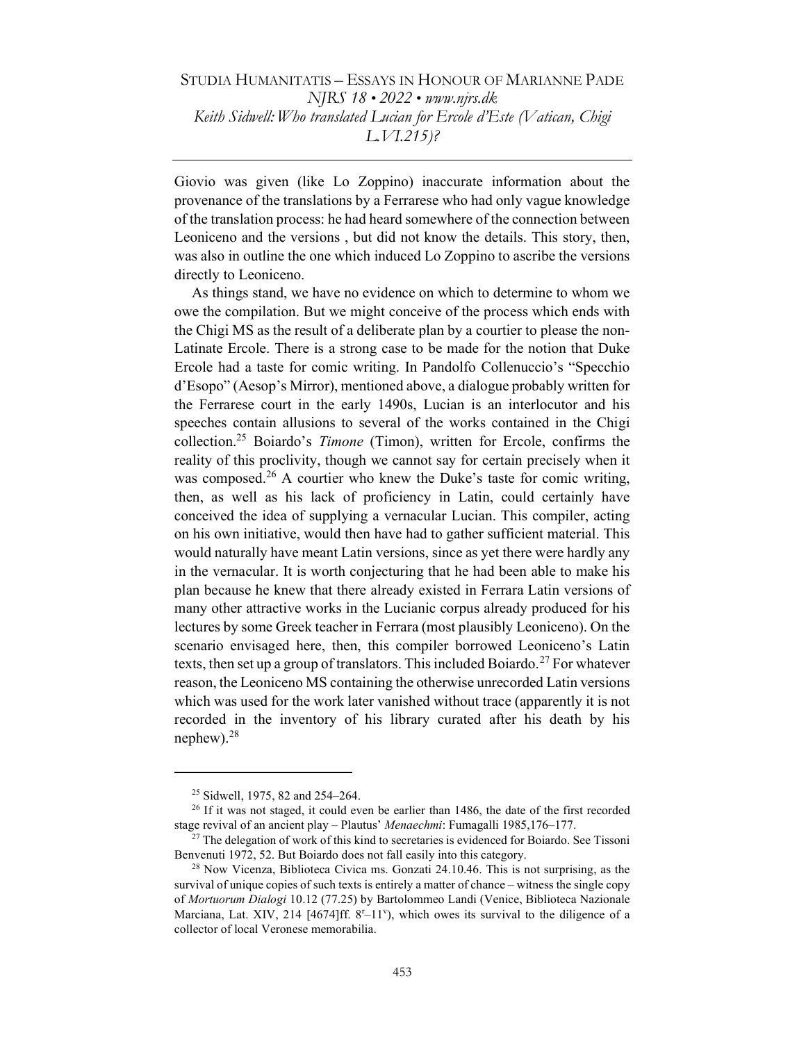Giovio was given (like Lo Zoppino) inaccurate information about the provenance of the translations by a Ferrarese who had only vague knowledge of the translation process: he had heard somewhere of the connection between Leoniceno and the versions , but did not know the details. This story, then, was also in outline the one which induced Lo Zoppino to ascribe the versions directly to Leoniceno.

As things stand, we have no evidence on which to determine to whom we owe the compilation. But we might conceive of the process which ends with the Chigi MS as the result of a deliberate plan by a courtier to please the non-Latinate Ercole. There is a strong case to be made for the notion that Duke Ercole had a taste for comic writing. In Pandolfo Collenuccio's "Specchio d'Esopo" (Aesop's Mirror), mentioned above, a dialogue probably written for the Ferrarese court in the early 1490s, Lucian is an interlocutor and his speeches contain allusions to several of the works contained in the Chigi collection.[25] Boiardo's *Timone* (Timon), written for Ercole, confirms the reality of this proclivity, though we cannot say for certain precisely when it was composed.[26] A courtier who knew the Duke's taste for comic writing, then, as well as his lack of proficiency in Latin, could certainly have conceived the idea of supplying a vernacular Lucian. This compiler, acting on his own initiative, would then have had to gather sufficient material. This would naturally have meant Latin versions, since as yet there were hardly any in the vernacular. It is worth conjecturing that he had been able to make his plan because he knew that there already existed in Ferrara Latin versions of many other attractive works in the Lucianic corpus already produced for his lectures by some Greek teacher in Ferrara (most plausibly Leoniceno). On the scenario envisaged here, then, this compiler borrowed Leoniceno's Latin texts, then set up a group of translators. This included Boiardo.[27] For whatever reason, the Leoniceno MS containing the otherwise unrecorded Latin versions which was used for the work later vanished without trace (apparently it is not recorded in the inventory of his library curated after his death by his nephew).[28]

---

[25] Sidwell, 1975, 82 and 254–264.

[26] If it was not staged, it could even be earlier than 1486, the date of the first recorded stage revival of an ancient play – Plautus' *Menaechmi*: Fumagalli 1985,176–177.

[27] The delegation of work of this kind to secretaries is evidenced for Boiardo. See Tissoni Benvenuti 1972, 52. But Boiardo does not fall easily into this category.

[28] Now Vicenza, Biblioteca Civica ms. Gonzati 24.10.46. This is not surprising, as the survival of unique copies of such texts is entirely a matter of chance – witness the single copy of *Mortuorum Dialogi* 10.12 (77.25) by Bartolommeo Landi (Venice, Biblioteca Nazionale Marciana, Lat. XIV, 214 [4674]ff. $8^r$–$11^v$), which owes its survival to the diligence of a collector of local Veronese memorabilia.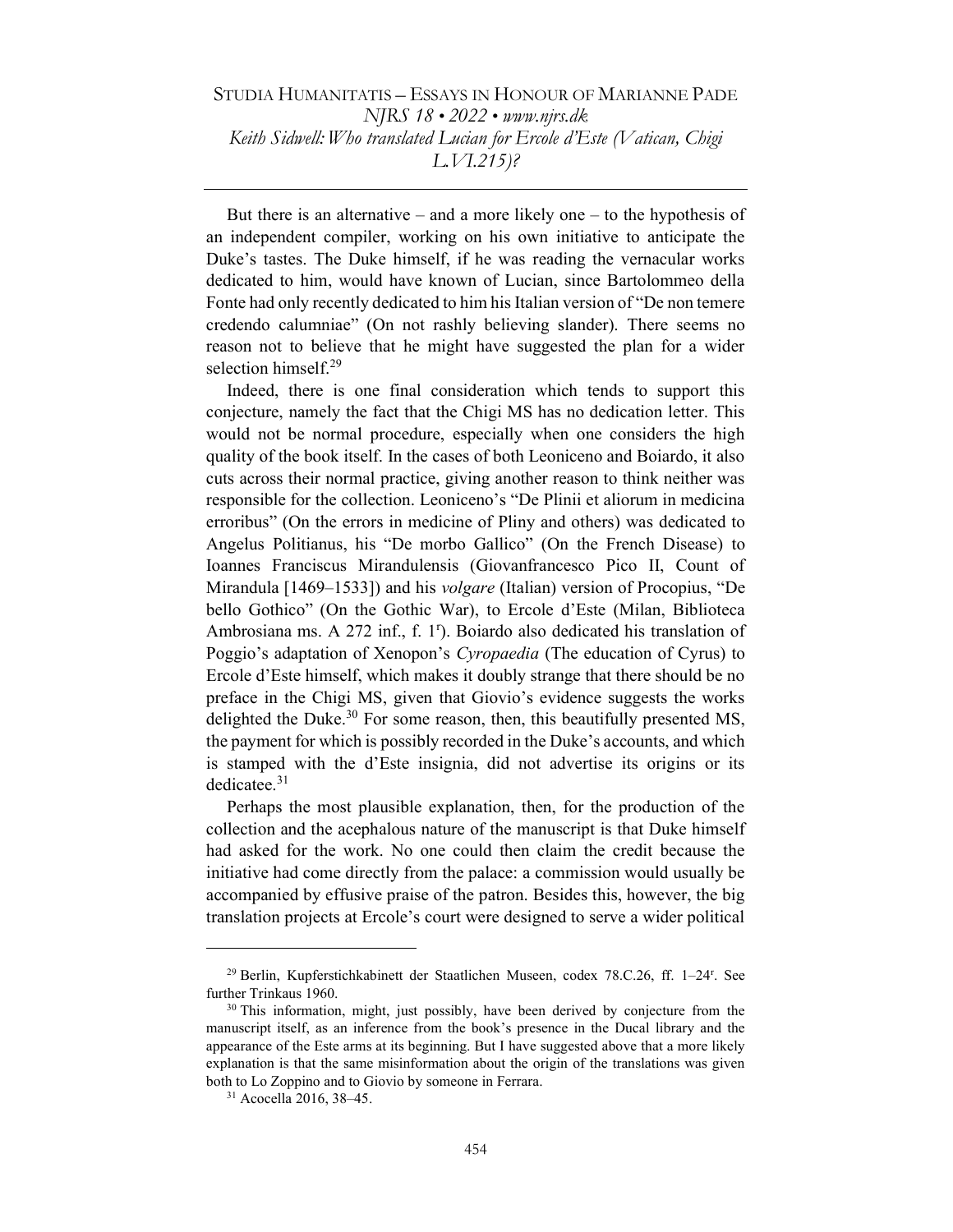But there is an alternative – and a more likely one – to the hypothesis of an independent compiler, working on his own initiative to anticipate the Duke's tastes. The Duke himself, if he was reading the vernacular works dedicated to him, would have known of Lucian, since Bartolommeo della Fonte had only recently dedicated to him his Italian version of "De non temere credendo calumniae" (On not rashly believing slander). There seems no reason not to believe that he might have suggested the plan for a wider selection himself.[29]

Indeed, there is one final consideration which tends to support this conjecture, namely the fact that the Chigi MS has no dedication letter. This would not be normal procedure, especially when one considers the high quality of the book itself. In the cases of both Leoniceno and Boiardo, it also cuts across their normal practice, giving another reason to think neither was responsible for the collection. Leoniceno's "De Plinii et aliorum in medicina erroribus" (On the errors in medicine of Pliny and others) was dedicated to Angelus Politianus, his "De morbo Gallico" (On the French Disease) to Ioannes Franciscus Mirandulensis (Giovanfrancesco Pico II, Count of Mirandula [1469–1533]) and his *volgare* (Italian) version of Procopius, "De bello Gothico" (On the Gothic War), to Ercole d'Este (Milan, Biblioteca Ambrosiana ms. A 272 inf., f. 1ʳ). Boiardo also dedicated his translation of Poggio's adaptation of Xenopon's *Cyropaedia* (The education of Cyrus) to Ercole d'Este himself, which makes it doubly strange that there should be no preface in the Chigi MS, given that Giovio's evidence suggests the works delighted the Duke.[30] For some reason, then, this beautifully presented MS, the payment for which is possibly recorded in the Duke's accounts, and which is stamped with the d'Este insignia, did not advertise its origins or its dedicatee.[31]

Perhaps the most plausible explanation, then, for the production of the collection and the acephalous nature of the manuscript is that Duke himself had asked for the work. No one could then claim the credit because the initiative had come directly from the palace: a commission would usually be accompanied by effusive praise of the patron. Besides this, however, the big translation projects at Ercole's court were designed to serve a wider political

---

[29] Berlin, Kupferstichkabinett der Staatlichen Museen, codex 78.C.26, ff. 1–24ʳ. See further Trinkaus 1960.

[30] This information, might, just possibly, have been derived by conjecture from the manuscript itself, as an inference from the book's presence in the Ducal library and the appearance of the Este arms at its beginning. But I have suggested above that a more likely explanation is that the same misinformation about the origin of the translations was given both to Lo Zoppino and to Giovio by someone in Ferrara.

[31] Acocella 2016, 38–45.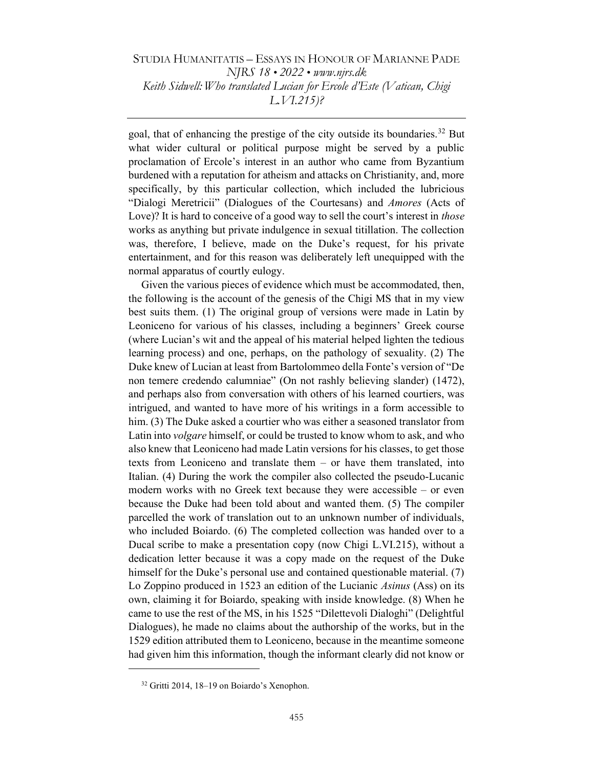goal, that of enhancing the prestige of the city outside its boundaries.[32] But what wider cultural or political purpose might be served by a public proclamation of Ercole's interest in an author who came from Byzantium burdened with a reputation for atheism and attacks on Christianity, and, more specifically, by this particular collection, which included the lubricious "Dialogi Meretricii" (Dialogues of the Courtesans) and *Amores* (Acts of Love)? It is hard to conceive of a good way to sell the court's interest in *those* works as anything but private indulgence in sexual titillation. The collection was, therefore, I believe, made on the Duke's request, for his private entertainment, and for this reason was deliberately left unequipped with the normal apparatus of courtly eulogy.

Given the various pieces of evidence which must be accommodated, then, the following is the account of the genesis of the Chigi MS that in my view best suits them. (1) The original group of versions were made in Latin by Leoniceno for various of his classes, including a beginners' Greek course (where Lucian's wit and the appeal of his material helped lighten the tedious learning process) and one, perhaps, on the pathology of sexuality. (2) The Duke knew of Lucian at least from Bartolommeo della Fonte's version of "De non temere credendo calumniae" (On not rashly believing slander) (1472), and perhaps also from conversation with others of his learned courtiers, was intrigued, and wanted to have more of his writings in a form accessible to him. (3) The Duke asked a courtier who was either a seasoned translator from Latin into *volgare* himself, or could be trusted to know whom to ask, and who also knew that Leoniceno had made Latin versions for his classes, to get those texts from Leoniceno and translate them – or have them translated, into Italian. (4) During the work the compiler also collected the pseudo-Lucanic modern works with no Greek text because they were accessible – or even because the Duke had been told about and wanted them. (5) The compiler parcelled the work of translation out to an unknown number of individuals, who included Boiardo. (6) The completed collection was handed over to a Ducal scribe to make a presentation copy (now Chigi L.VI.215), without a dedication letter because it was a copy made on the request of the Duke himself for the Duke's personal use and contained questionable material. (7) Lo Zoppino produced in 1523 an edition of the Lucianic *Asinus* (Ass) on its own, claiming it for Boiardo, speaking with inside knowledge. (8) When he came to use the rest of the MS, in his 1525 "Dilettevoli Dialoghi" (Delightful Dialogues), he made no claims about the authorship of the works, but in the 1529 edition attributed them to Leoniceno, because in the meantime someone had given him this information, though the informant clearly did not know or

[32] Gritti 2014, 18–19 on Boiardo's Xenophon.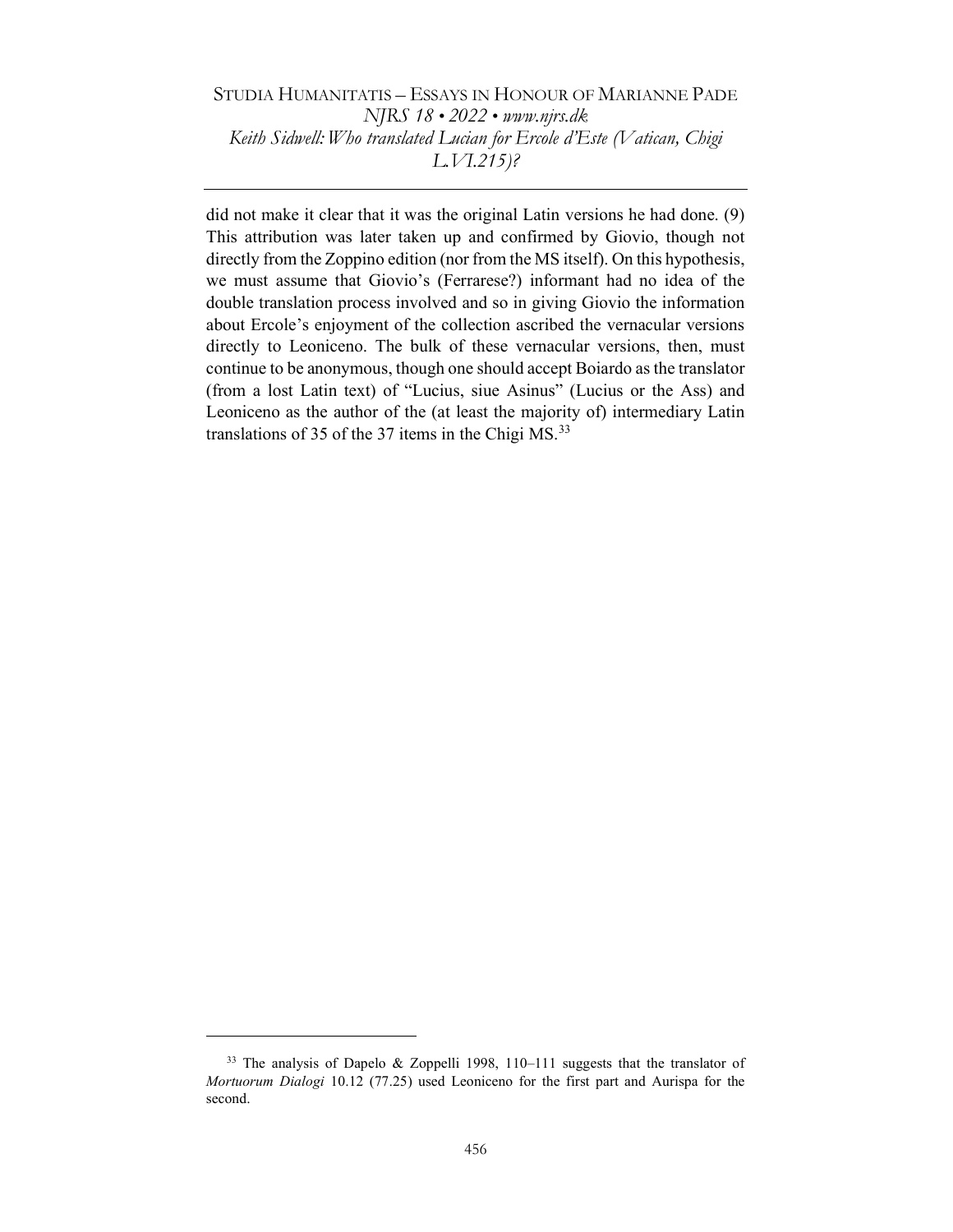did not make it clear that it was the original Latin versions he had done. (9) This attribution was later taken up and confirmed by Giovio, though not directly from the Zoppino edition (nor from the MS itself). On this hypothesis, we must assume that Giovio's (Ferrarese?) informant had no idea of the double translation process involved and so in giving Giovio the information about Ercole's enjoyment of the collection ascribed the vernacular versions directly to Leoniceno. The bulk of these vernacular versions, then, must continue to be anonymous, though one should accept Boiardo as the translator (from a lost Latin text) of "Lucius, siue Asinus" (Lucius or the Ass) and Leoniceno as the author of the (at least the majority of) intermediary Latin translations of 35 of the 37 items in the Chigi MS.[33]

---

[33] The analysis of Dapelo & Zoppelli 1998, 110–111 suggests that the translator of *Mortuorum Dialogi* 10.12 (77.25) used Leoniceno for the first part and Aurispa for the second.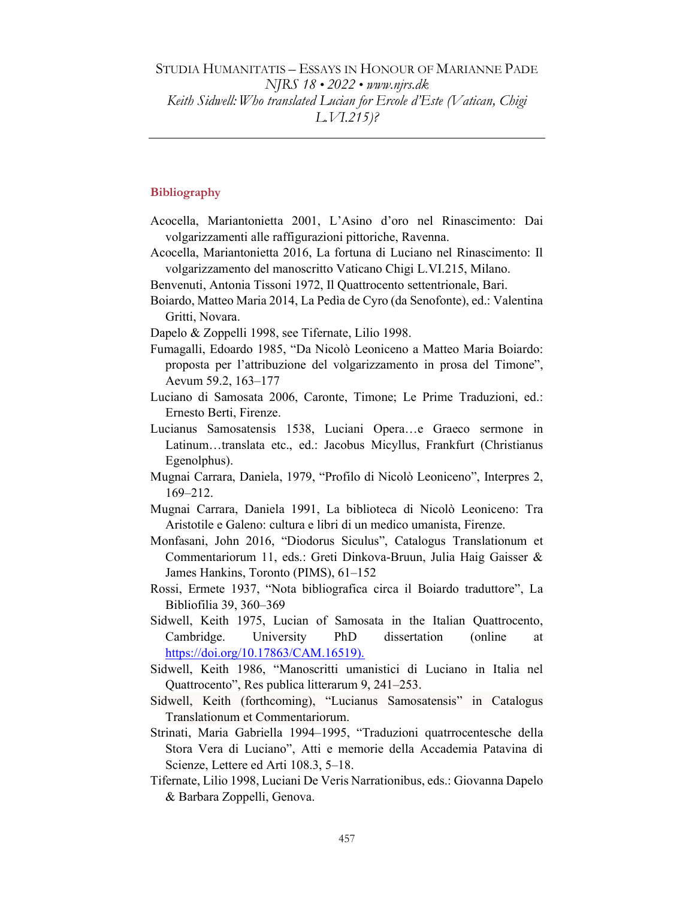## Bibliography

Acocella, Mariantonietta 2001, L'Asino d'oro nel Rinascimento: Dai volgarizzamenti alle raffigurazioni pittoriche, Ravenna.

Acocella, Mariantonietta 2016, La fortuna di Luciano nel Rinascimento: Il volgarizzamento del manoscritto Vaticano Chigi L.VI.215, Milano.

Benvenuti, Antonia Tissoni 1972, Il Quattrocento settentrionale, Bari.

Boiardo, Matteo Maria 2014, La Pedìa de Cyro (da Senofonte), ed.: Valentina Gritti, Novara.

Dapelo & Zoppelli 1998, see Tifernate, Lilio 1998.

Fumagalli, Edoardo 1985, "Da Nicolò Leoniceno a Matteo Maria Boiardo: proposta per l'attribuzione del volgarizzamento in prosa del Timone", Aevum 59.2, 163–177

Luciano di Samosata 2006, Caronte, Timone; Le Prime Traduzioni, ed.: Ernesto Berti, Firenze.

Lucianus Samosatensis 1538, Luciani Opera…e Graeco sermone in Latinum…translata etc., ed.: Jacobus Micyllus, Frankfurt (Christianus Egenolphus).

Mugnai Carrara, Daniela, 1979, "Profilo di Nicolò Leoniceno", Interpres 2, 169–212.

Mugnai Carrara, Daniela 1991, La biblioteca di Nicolò Leoniceno: Tra Aristotile e Galeno: cultura e libri di un medico umanista, Firenze.

Monfasani, John 2016, "Diodorus Siculus", Catalogus Translationum et Commentariorum 11, eds.: Greti Dinkova-Bruun, Julia Haig Gaisser & James Hankins, Toronto (PIMS), 61–152

Rossi, Ermete 1937, "Nota bibliografica circa il Boiardo traduttore", La Bibliofilia 39, 360–369

Sidwell, Keith 1975, Lucian of Samosata in the Italian Quattrocento, Cambridge. University PhD dissertation (online at https://doi.org/10.17863/CAM.16519).

Sidwell, Keith 1986, "Manoscritti umanistici di Luciano in Italia nel Quattrocento", Res publica litterarum 9, 241–253.

Sidwell, Keith (forthcoming), "Lucianus Samosatensis" in Catalogus Translationum et Commentariorum.

Strinati, Maria Gabriella 1994–1995, "Traduzioni quatrrocentesche della Stora Vera di Luciano", Atti e memorie della Accademia Patavina di Scienze, Lettere ed Arti 108.3, 5–18.

Tifernate, Lilio 1998, Luciani De Veris Narrationibus, eds.: Giovanna Dapelo & Barbara Zoppelli, Genova.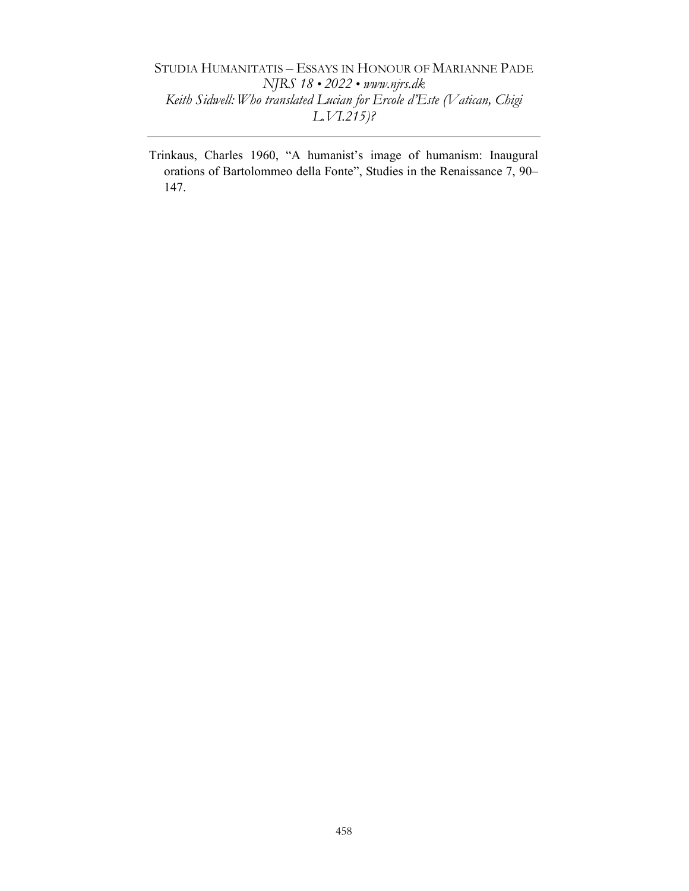Trinkaus, Charles 1960, "A humanist's image of humanism: Inaugural orations of Bartolommeo della Fonte", Studies in the Renaissance 7, 90–147.